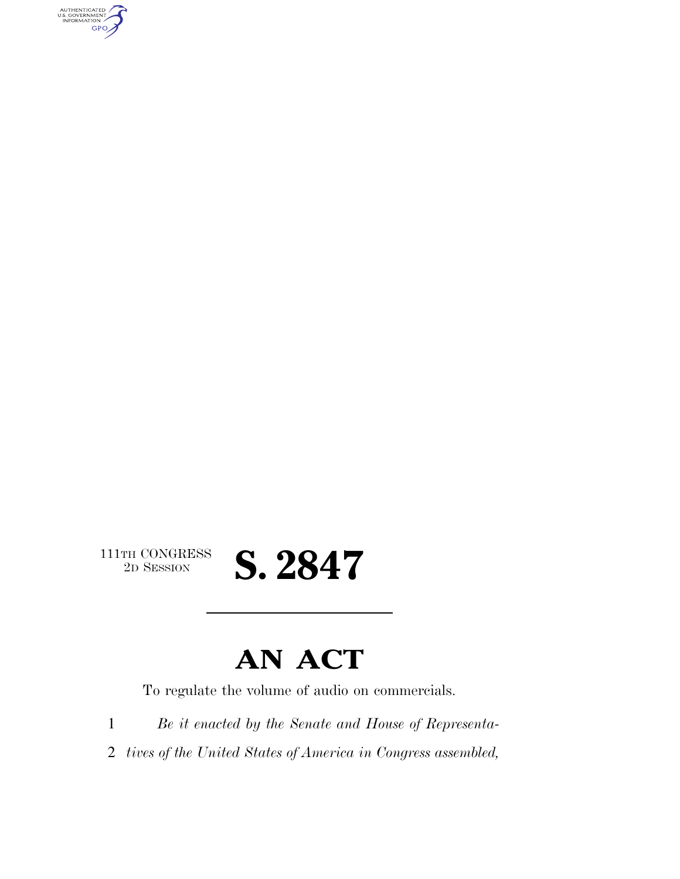111TH CONGRESS
2D SESSION

# S. 2847

---

# AN ACT

To regulate the volume of audio on commercials.

1 *Be it enacted by the Senate and House of Representa-*
2 *tives of the United States of America in Congress assembled,*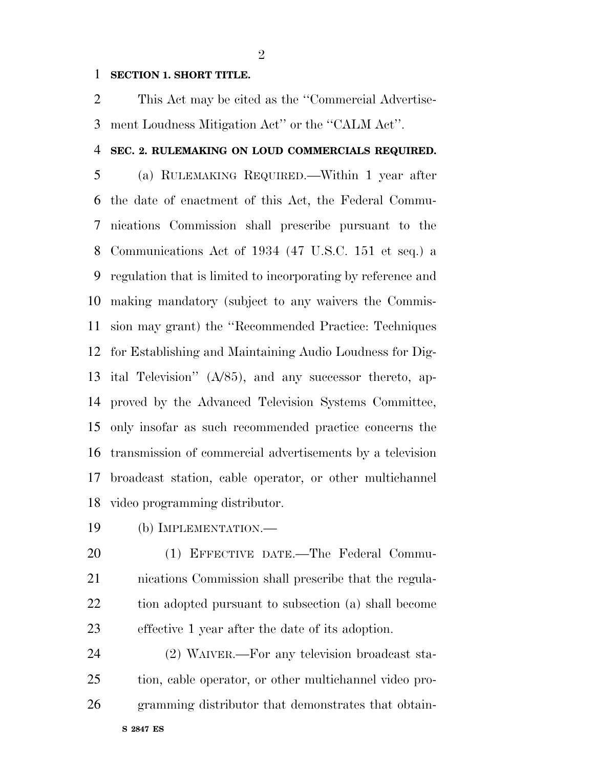**SECTION 1. SHORT TITLE.**

This Act may be cited as the ''Commercial Advertisement Loudness Mitigation Act'' or the ''CALM Act''.

**SEC. 2. RULEMAKING ON LOUD COMMERCIALS REQUIRED.**

(a) RULEMAKING REQUIRED.—Within 1 year after the date of enactment of this Act, the Federal Communications Commission shall prescribe pursuant to the Communications Act of 1934 (47 U.S.C. 151 et seq.) a regulation that is limited to incorporating by reference and making mandatory (subject to any waivers the Commission may grant) the ''Recommended Practice: Techniques for Establishing and Maintaining Audio Loudness for Digital Television'' (A/85), and any successor thereto, approved by the Advanced Television Systems Committee, only insofar as such recommended practice concerns the transmission of commercial advertisements by a television broadcast station, cable operator, or other multichannel video programming distributor.

(b) IMPLEMENTATION.—

(1) EFFECTIVE DATE.—The Federal Communications Commission shall prescribe that the regulation adopted pursuant to subsection (a) shall become effective 1 year after the date of its adoption.

(2) WAIVER.—For any television broadcast station, cable operator, or other multichannel video programming distributor that demonstrates that obtain-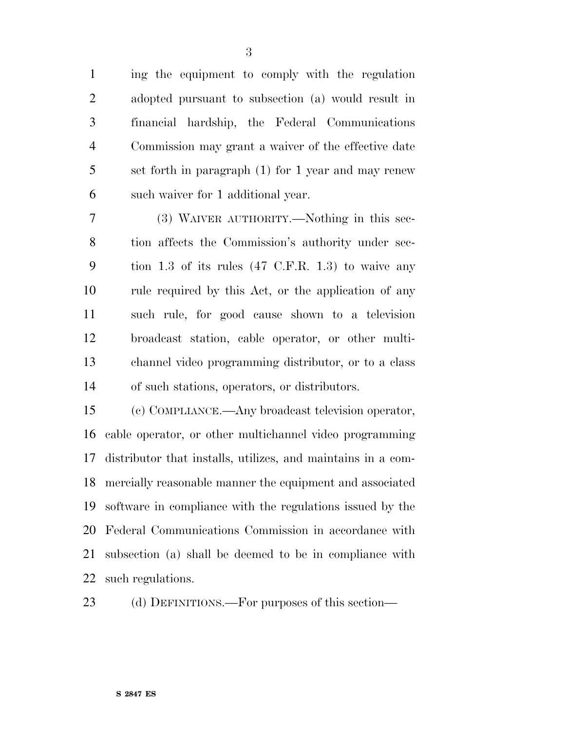ing the equipment to comply with the regulation adopted pursuant to subsection (a) would result in financial hardship, the Federal Communications Commission may grant a waiver of the effective date set forth in paragraph (1) for 1 year and may renew such waiver for 1 additional year.

(3) WAIVER AUTHORITY.—Nothing in this section affects the Commission's authority under section 1.3 of its rules (47 C.F.R. 1.3) to waive any rule required by this Act, or the application of any such rule, for good cause shown to a television broadcast station, cable operator, or other multichannel video programming distributor, or to a class of such stations, operators, or distributors.

(c) COMPLIANCE.—Any broadcast television operator, cable operator, or other multichannel video programming distributor that installs, utilizes, and maintains in a commercially reasonable manner the equipment and associated software in compliance with the regulations issued by the Federal Communications Commission in accordance with subsection (a) shall be deemed to be in compliance with such regulations.

(d) DEFINITIONS.—For purposes of this section—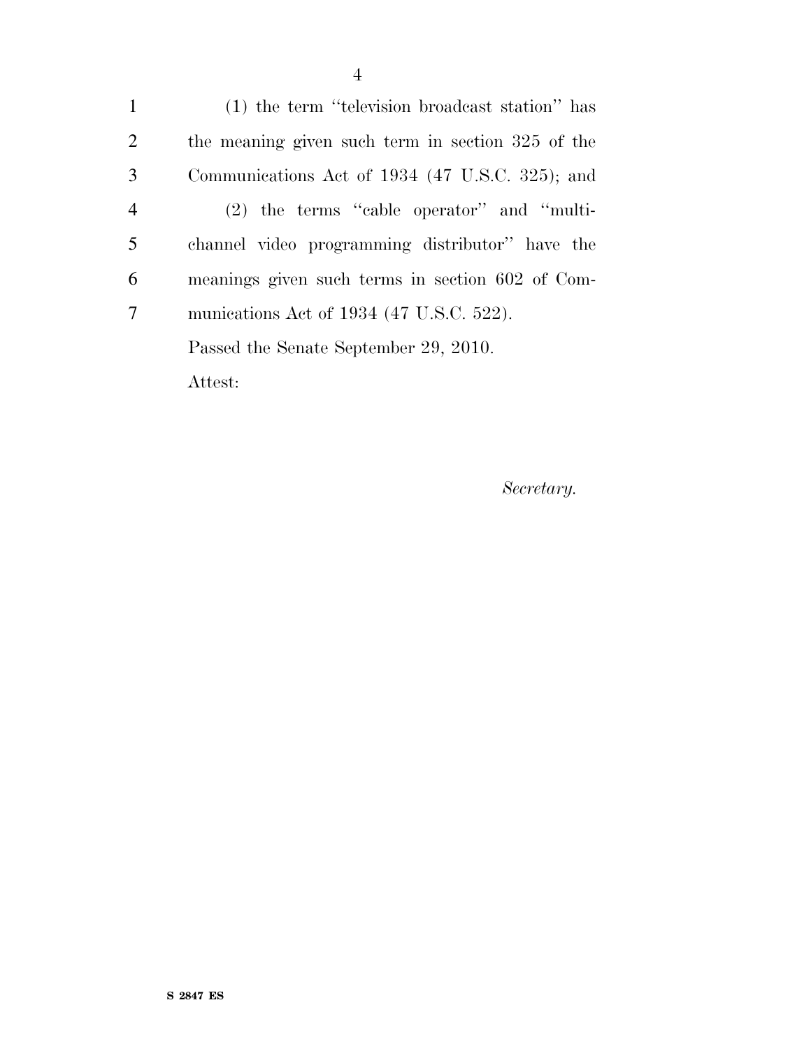(1) the term ''television broadcast station'' has the meaning given such term in section 325 of the Communications Act of 1934 (47 U.S.C. 325); and

(2) the terms ''cable operator'' and ''multichannel video programming distributor'' have the meanings given such terms in section 602 of Communications Act of 1934 (47 U.S.C. 522).

Passed the Senate September 29, 2010.

Attest:

*Secretary.*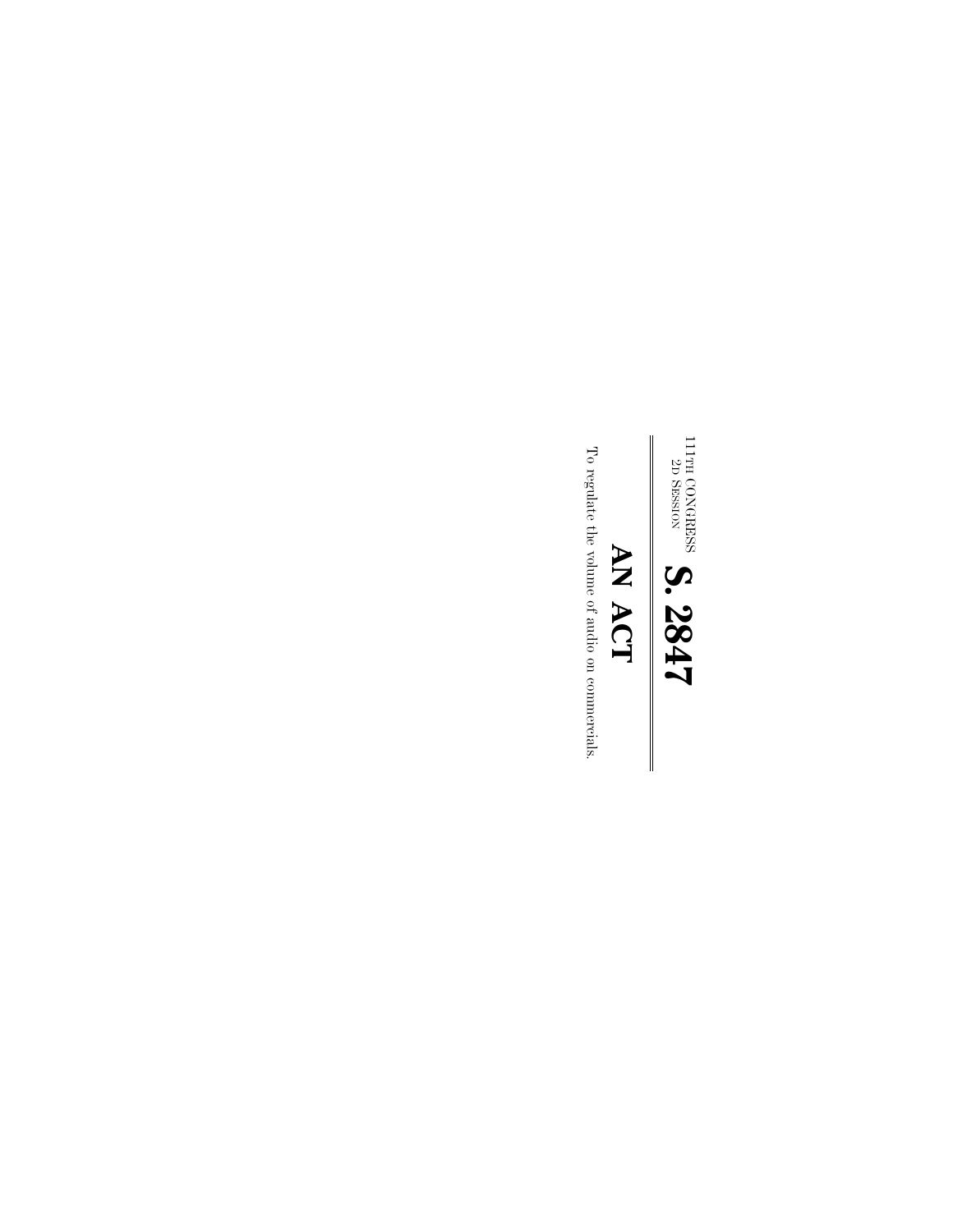111TH CONGRESS
2D SESSION

# S. 2847

# AN ACT

To regulate the volume of audio on commercials.